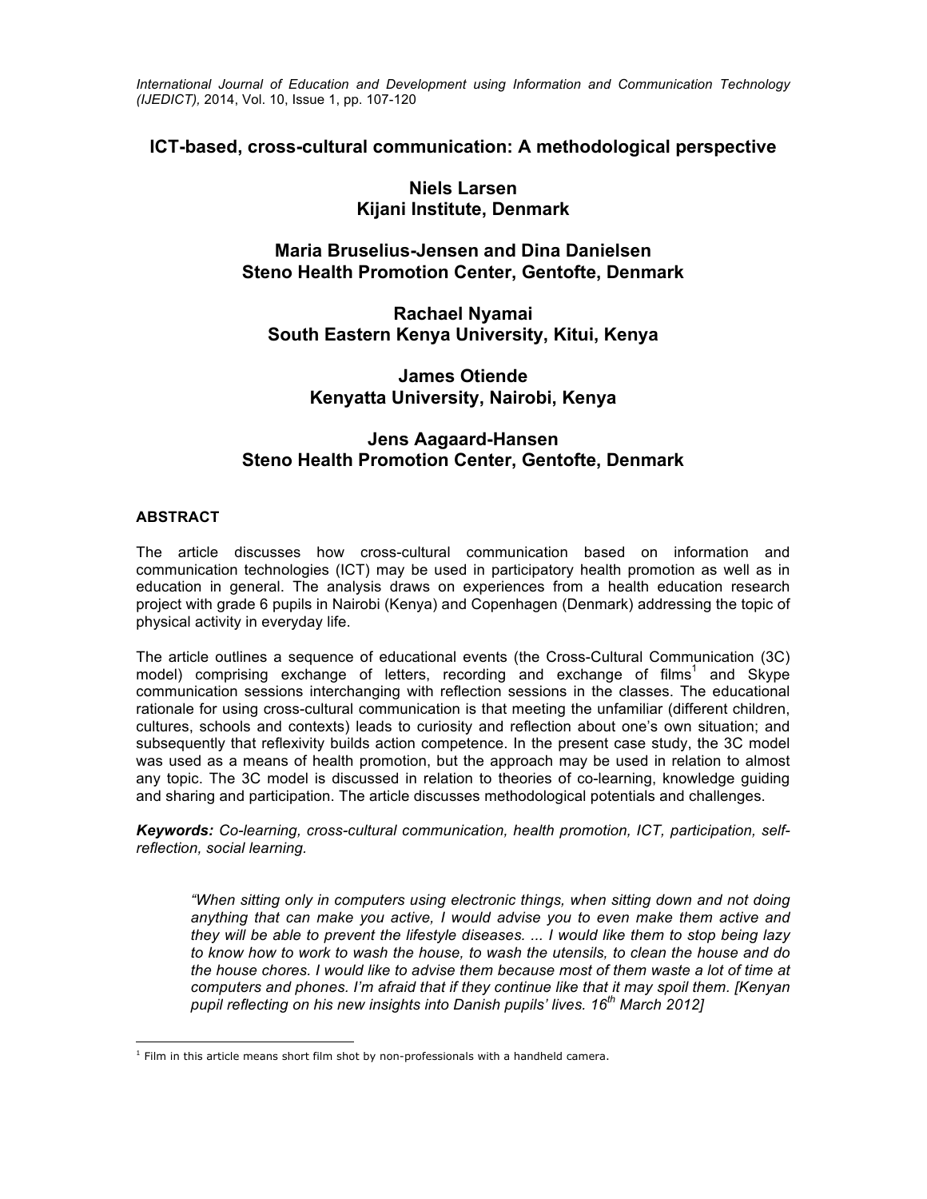*International Journal of Education and Development using Information and Communication Technology (IJEDICT),* 2014, Vol. 10, Issue 1, pp. 107-120

# ICT-based, cross-cultural communication: A methodological perspective

**Niels Larsen**
**Kijani Institute, Denmark**

**Maria Bruselius-Jensen and Dina Danielsen**
**Steno Health Promotion Center, Gentofte, Denmark**

**Rachael Nyamai**
**South Eastern Kenya University, Kitui, Kenya**

**James Otiende**
**Kenyatta University, Nairobi, Kenya**

**Jens Aagaard-Hansen**
**Steno Health Promotion Center, Gentofte, Denmark**

## ABSTRACT

The article discusses how cross-cultural communication based on information and communication technologies (ICT) may be used in participatory health promotion as well as in education in general. The analysis draws on experiences from a health education research project with grade 6 pupils in Nairobi (Kenya) and Copenhagen (Denmark) addressing the topic of physical activity in everyday life.

The article outlines a sequence of educational events (the Cross-Cultural Communication (3C) model) comprising exchange of letters, recording and exchange of films[1] and Skype communication sessions interchanging with reflection sessions in the classes. The educational rationale for using cross-cultural communication is that meeting the unfamiliar (different children, cultures, schools and contexts) leads to curiosity and reflection about one's own situation; and subsequently that reflexivity builds action competence. In the present case study, the 3C model was used as a means of health promotion, but the approach may be used in relation to almost any topic. The 3C model is discussed in relation to theories of co-learning, knowledge guiding and sharing and participation. The article discusses methodological potentials and challenges.

***Keywords:*** *Co-learning, cross-cultural communication, health promotion, ICT, participation, self-reflection, social learning.*

> *"When sitting only in computers using electronic things, when sitting down and not doing anything that can make you active, I would advise you to even make them active and they will be able to prevent the lifestyle diseases. ... I would like them to stop being lazy to know how to work to wash the house, to wash the utensils, to clean the house and do the house chores. I would like to advise them because most of them waste a lot of time at computers and phones. I'm afraid that if they continue like that it may spoil them. [Kenyan pupil reflecting on his new insights into Danish pupils' lives. 16th March 2012]*

---

[1] Film in this article means short film shot by non-professionals with a handheld camera.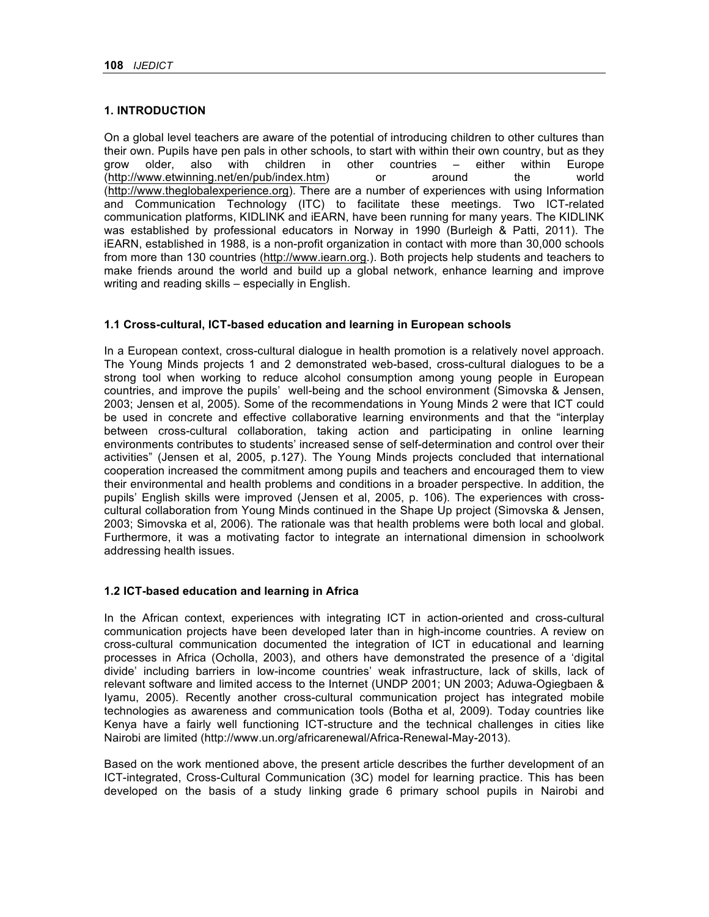## 1. INTRODUCTION

On a global level teachers are aware of the potential of introducing children to other cultures than their own. Pupils have pen pals in other schools, to start with within their own country, but as they grow older, also with children in other countries – either within Europe (http://www.etwinning.net/en/pub/index.htm) or around the world (http://www.theglobalexperience.org). There are a number of experiences with using Information and Communication Technology (ITC) to facilitate these meetings. Two ICT-related communication platforms, KIDLINK and iEARN, have been running for many years. The KIDLINK was established by professional educators in Norway in 1990 (Burleigh & Patti, 2011). The iEARN, established in 1988, is a non-profit organization in contact with more than 30,000 schools from more than 130 countries (http://www.iearn.org.). Both projects help students and teachers to make friends around the world and build up a global network, enhance learning and improve writing and reading skills – especially in English.

### 1.1 Cross-cultural, ICT-based education and learning in European schools

In a European context, cross-cultural dialogue in health promotion is a relatively novel approach. The Young Minds projects 1 and 2 demonstrated web-based, cross-cultural dialogues to be a strong tool when working to reduce alcohol consumption among young people in European countries, and improve the pupils' well-being and the school environment (Simovska & Jensen, 2003; Jensen et al, 2005). Some of the recommendations in Young Minds 2 were that ICT could be used in concrete and effective collaborative learning environments and that the "interplay between cross-cultural collaboration, taking action and participating in online learning environments contributes to students' increased sense of self-determination and control over their activities" (Jensen et al, 2005, p.127). The Young Minds projects concluded that international cooperation increased the commitment among pupils and teachers and encouraged them to view their environmental and health problems and conditions in a broader perspective. In addition, the pupils' English skills were improved (Jensen et al, 2005, p. 106). The experiences with cross-cultural collaboration from Young Minds continued in the Shape Up project (Simovska & Jensen, 2003; Simovska et al, 2006). The rationale was that health problems were both local and global. Furthermore, it was a motivating factor to integrate an international dimension in schoolwork addressing health issues.

### 1.2 ICT-based education and learning in Africa

In the African context, experiences with integrating ICT in action-oriented and cross-cultural communication projects have been developed later than in high-income countries. A review on cross-cultural communication documented the integration of ICT in educational and learning processes in Africa (Ocholla, 2003), and others have demonstrated the presence of a 'digital divide' including barriers in low-income countries' weak infrastructure, lack of skills, lack of relevant software and limited access to the Internet (UNDP 2001; UN 2003; Aduwa-Ogiegbaen & Iyamu, 2005). Recently another cross-cultural communication project has integrated mobile technologies as awareness and communication tools (Botha et al, 2009). Today countries like Kenya have a fairly well functioning ICT-structure and the technical challenges in cities like Nairobi are limited (http://www.un.org/africarenewal/Africa-Renewal-May-2013).

Based on the work mentioned above, the present article describes the further development of an ICT-integrated, Cross-Cultural Communication (3C) model for learning practice. This has been developed on the basis of a study linking grade 6 primary school pupils in Nairobi and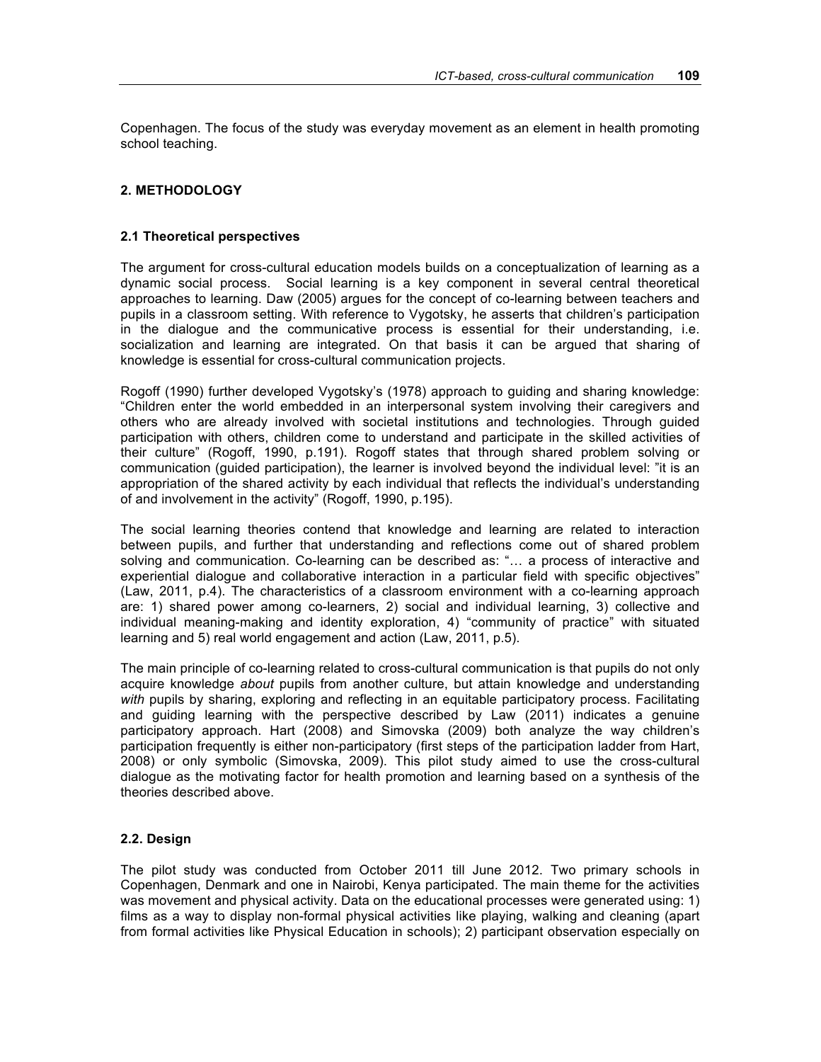Copenhagen. The focus of the study was everyday movement as an element in health promoting school teaching.

## 2. METHODOLOGY

### 2.1 Theoretical perspectives

The argument for cross-cultural education models builds on a conceptualization of learning as a dynamic social process. Social learning is a key component in several central theoretical approaches to learning. Daw (2005) argues for the concept of co-learning between teachers and pupils in a classroom setting. With reference to Vygotsky, he asserts that children's participation in the dialogue and the communicative process is essential for their understanding, i.e. socialization and learning are integrated. On that basis it can be argued that sharing of knowledge is essential for cross-cultural communication projects.

Rogoff (1990) further developed Vygotsky's (1978) approach to guiding and sharing knowledge: "Children enter the world embedded in an interpersonal system involving their caregivers and others who are already involved with societal institutions and technologies. Through guided participation with others, children come to understand and participate in the skilled activities of their culture" (Rogoff, 1990, p.191). Rogoff states that through shared problem solving or communication (guided participation), the learner is involved beyond the individual level: "it is an appropriation of the shared activity by each individual that reflects the individual's understanding of and involvement in the activity" (Rogoff, 1990, p.195).

The social learning theories contend that knowledge and learning are related to interaction between pupils, and further that understanding and reflections come out of shared problem solving and communication. Co-learning can be described as: "… a process of interactive and experiential dialogue and collaborative interaction in a particular field with specific objectives" (Law, 2011, p.4). The characteristics of a classroom environment with a co-learning approach are: 1) shared power among co-learners, 2) social and individual learning, 3) collective and individual meaning-making and identity exploration, 4) "community of practice" with situated learning and 5) real world engagement and action (Law, 2011, p.5).

The main principle of co-learning related to cross-cultural communication is that pupils do not only acquire knowledge *about* pupils from another culture, but attain knowledge and understanding *with* pupils by sharing, exploring and reflecting in an equitable participatory process. Facilitating and guiding learning with the perspective described by Law (2011) indicates a genuine participatory approach. Hart (2008) and Simovska (2009) both analyze the way children's participation frequently is either non-participatory (first steps of the participation ladder from Hart, 2008) or only symbolic (Simovska, 2009). This pilot study aimed to use the cross-cultural dialogue as the motivating factor for health promotion and learning based on a synthesis of the theories described above.

### 2.2. Design

The pilot study was conducted from October 2011 till June 2012. Two primary schools in Copenhagen, Denmark and one in Nairobi, Kenya participated. The main theme for the activities was movement and physical activity. Data on the educational processes were generated using: 1) films as a way to display non-formal physical activities like playing, walking and cleaning (apart from formal activities like Physical Education in schools); 2) participant observation especially on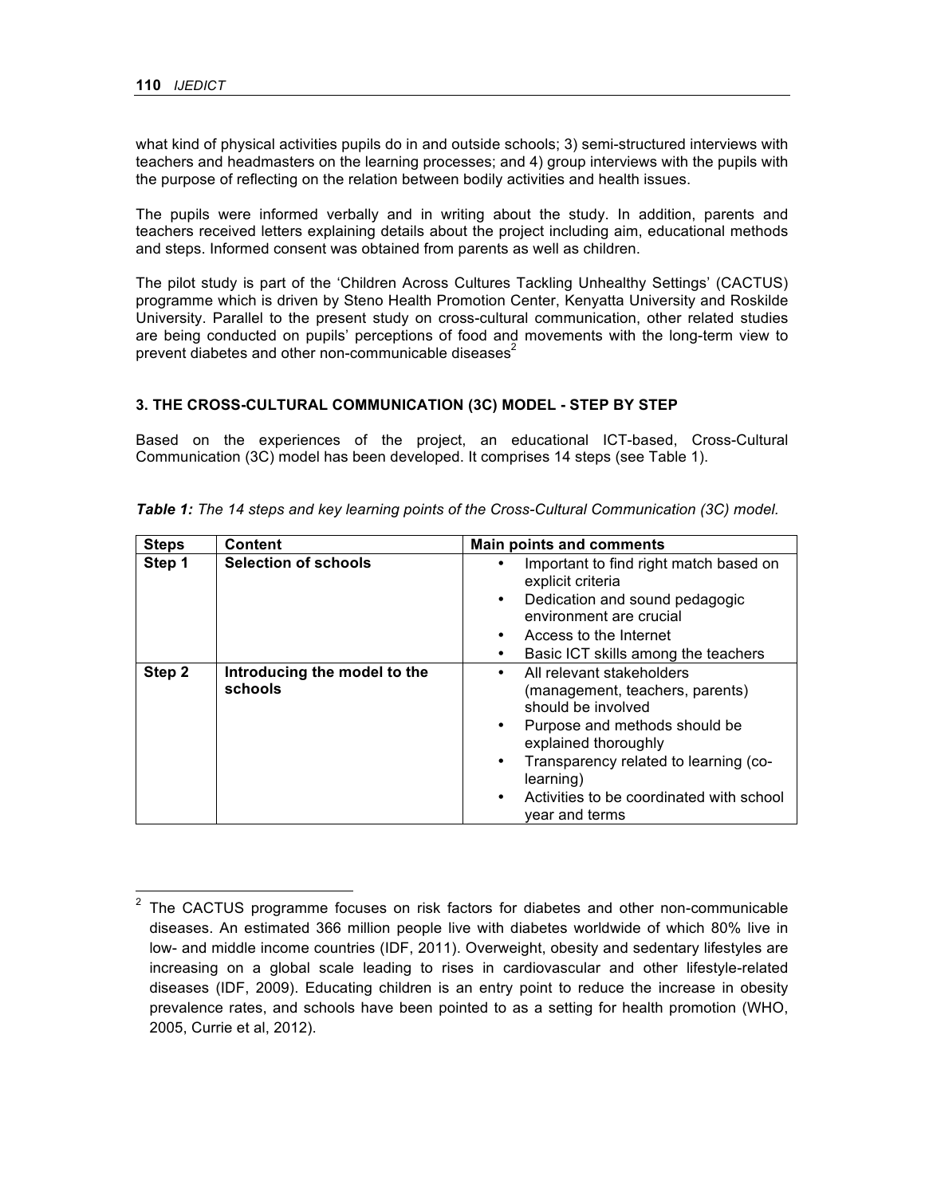what kind of physical activities pupils do in and outside schools; 3) semi-structured interviews with teachers and headmasters on the learning processes; and 4) group interviews with the pupils with the purpose of reflecting on the relation between bodily activities and health issues.

The pupils were informed verbally and in writing about the study. In addition, parents and teachers received letters explaining details about the project including aim, educational methods and steps. Informed consent was obtained from parents as well as children.

The pilot study is part of the 'Children Across Cultures Tackling Unhealthy Settings' (CACTUS) programme which is driven by Steno Health Promotion Center, Kenyatta University and Roskilde University. Parallel to the present study on cross-cultural communication, other related studies are being conducted on pupils' perceptions of food and movements with the long-term view to prevent diabetes and other non-communicable diseases[2]

## 3. THE CROSS-CULTURAL COMMUNICATION (3C) MODEL - STEP BY STEP

Based on the experiences of the project, an educational ICT-based, Cross-Cultural Communication (3C) model has been developed. It comprises 14 steps (see Table 1).

***Table 1:*** *The 14 steps and key learning points of the Cross-Cultural Communication (3C) model.*

| Steps | Content | Main points and comments |
|---|---|---|
| **Step 1** | **Selection of schools** | • Important to find right match based on explicit criteria<br>• Dedication and sound pedagogic environment are crucial<br>• Access to the Internet<br>• Basic ICT skills among the teachers |
| **Step 2** | **Introducing the model to the schools** | • All relevant stakeholders (management, teachers, parents) should be involved<br>• Purpose and methods should be explained thoroughly<br>• Transparency related to learning (co-learning)<br>• Activities to be coordinated with school year and terms |

[2] The CACTUS programme focuses on risk factors for diabetes and other non-communicable diseases. An estimated 366 million people live with diabetes worldwide of which 80% live in low- and middle income countries (IDF, 2011). Overweight, obesity and sedentary lifestyles are increasing on a global scale leading to rises in cardiovascular and other lifestyle-related diseases (IDF, 2009). Educating children is an entry point to reduce the increase in obesity prevalence rates, and schools have been pointed to as a setting for health promotion (WHO, 2005, Currie et al, 2012).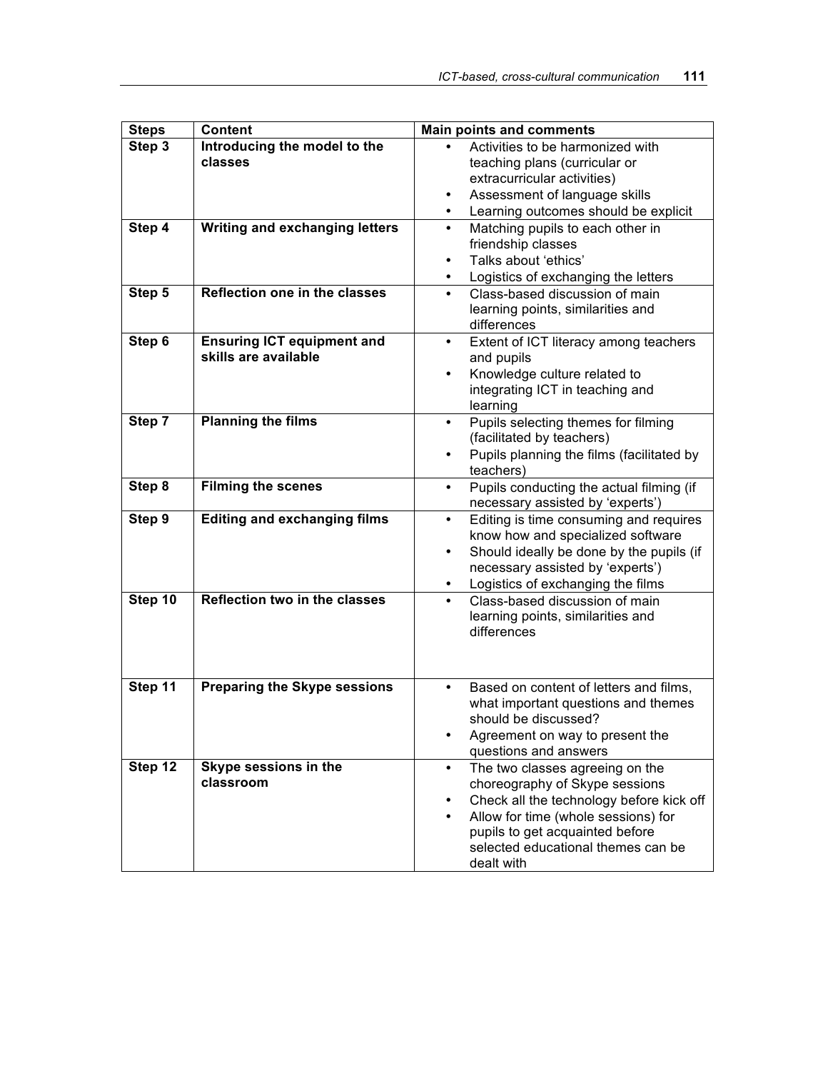| Steps | Content | Main points and comments |
|---|---|---|
| **Step 3** | **Introducing the model to the classes** | • Activities to be harmonized with teaching plans (curricular or extracurricular activities)<br>• Assessment of language skills<br>• Learning outcomes should be explicit |
| **Step 4** | **Writing and exchanging letters** | • Matching pupils to each other in friendship classes<br>• Talks about 'ethics'<br>• Logistics of exchanging the letters |
| **Step 5** | **Reflection one in the classes** | • Class-based discussion of main learning points, similarities and differences |
| **Step 6** | **Ensuring ICT equipment and skills are available** | • Extent of ICT literacy among teachers and pupils<br>• Knowledge culture related to integrating ICT in teaching and learning |
| **Step 7** | **Planning the films** | • Pupils selecting themes for filming (facilitated by teachers)<br>• Pupils planning the films (facilitated by teachers) |
| **Step 8** | **Filming the scenes** | • Pupils conducting the actual filming (if necessary assisted by 'experts') |
| **Step 9** | **Editing and exchanging films** | • Editing is time consuming and requires know how and specialized software<br>• Should ideally be done by the pupils (if necessary assisted by 'experts')<br>• Logistics of exchanging the films |
| **Step 10** | **Reflection two in the classes** | • Class-based discussion of main learning points, similarities and differences |
| **Step 11** | **Preparing the Skype sessions** | • Based on content of letters and films, what important questions and themes should be discussed?<br>• Agreement on way to present the questions and answers |
| **Step 12** | **Skype sessions in the classroom** | • The two classes agreeing on the choreography of Skype sessions<br>• Check all the technology before kick off<br>• Allow for time (whole sessions) for pupils to get acquainted before selected educational themes can be dealt with |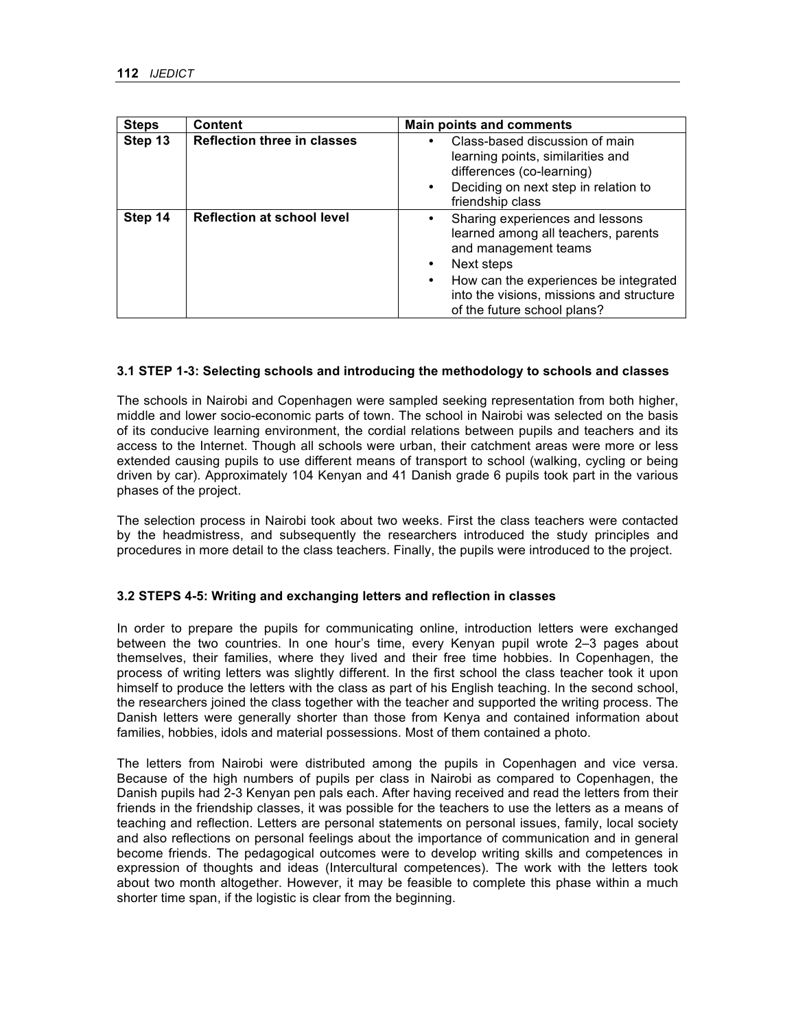| Steps | Content | Main points and comments |
|---|---|---|
| **Step 13** | **Reflection three in classes** | • Class-based discussion of main learning points, similarities and differences (co-learning)<br>• Deciding on next step in relation to friendship class |
| **Step 14** | **Reflection at school level** | • Sharing experiences and lessons learned among all teachers, parents and management teams<br>• Next steps<br>• How can the experiences be integrated into the visions, missions and structure of the future school plans? |

### 3.1 STEP 1-3: Selecting schools and introducing the methodology to schools and classes

The schools in Nairobi and Copenhagen were sampled seeking representation from both higher, middle and lower socio-economic parts of town. The school in Nairobi was selected on the basis of its conducive learning environment, the cordial relations between pupils and teachers and its access to the Internet. Though all schools were urban, their catchment areas were more or less extended causing pupils to use different means of transport to school (walking, cycling or being driven by car). Approximately 104 Kenyan and 41 Danish grade 6 pupils took part in the various phases of the project.

The selection process in Nairobi took about two weeks. First the class teachers were contacted by the headmistress, and subsequently the researchers introduced the study principles and procedures in more detail to the class teachers. Finally, the pupils were introduced to the project.

### 3.2 STEPS 4-5: Writing and exchanging letters and reflection in classes

In order to prepare the pupils for communicating online, introduction letters were exchanged between the two countries. In one hour's time, every Kenyan pupil wrote 2–3 pages about themselves, their families, where they lived and their free time hobbies. In Copenhagen, the process of writing letters was slightly different. In the first school the class teacher took it upon himself to produce the letters with the class as part of his English teaching. In the second school, the researchers joined the class together with the teacher and supported the writing process. The Danish letters were generally shorter than those from Kenya and contained information about families, hobbies, idols and material possessions. Most of them contained a photo.

The letters from Nairobi were distributed among the pupils in Copenhagen and vice versa. Because of the high numbers of pupils per class in Nairobi as compared to Copenhagen, the Danish pupils had 2-3 Kenyan pen pals each. After having received and read the letters from their friends in the friendship classes, it was possible for the teachers to use the letters as a means of teaching and reflection. Letters are personal statements on personal issues, family, local society and also reflections on personal feelings about the importance of communication and in general become friends. The pedagogical outcomes were to develop writing skills and competences in expression of thoughts and ideas (Intercultural competences). The work with the letters took about two month altogether. However, it may be feasible to complete this phase within a much shorter time span, if the logistic is clear from the beginning.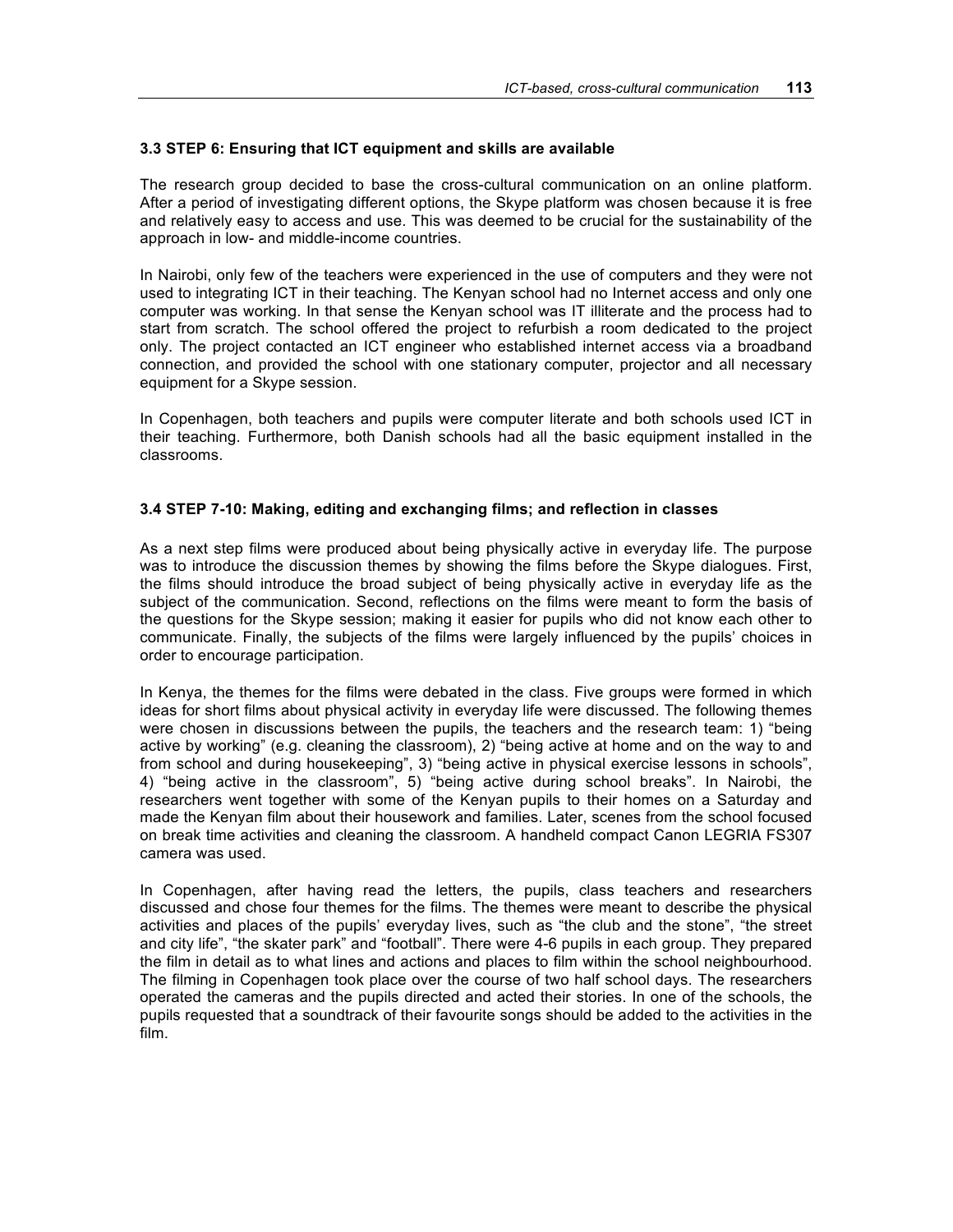### 3.3 STEP 6: Ensuring that ICT equipment and skills are available

The research group decided to base the cross-cultural communication on an online platform. After a period of investigating different options, the Skype platform was chosen because it is free and relatively easy to access and use. This was deemed to be crucial for the sustainability of the approach in low- and middle-income countries.

In Nairobi, only few of the teachers were experienced in the use of computers and they were not used to integrating ICT in their teaching. The Kenyan school had no Internet access and only one computer was working. In that sense the Kenyan school was IT illiterate and the process had to start from scratch. The school offered the project to refurbish a room dedicated to the project only. The project contacted an ICT engineer who established internet access via a broadband connection, and provided the school with one stationary computer, projector and all necessary equipment for a Skype session.

In Copenhagen, both teachers and pupils were computer literate and both schools used ICT in their teaching. Furthermore, both Danish schools had all the basic equipment installed in the classrooms.

### 3.4 STEP 7-10: Making, editing and exchanging films; and reflection in classes

As a next step films were produced about being physically active in everyday life. The purpose was to introduce the discussion themes by showing the films before the Skype dialogues. First, the films should introduce the broad subject of being physically active in everyday life as the subject of the communication. Second, reflections on the films were meant to form the basis of the questions for the Skype session; making it easier for pupils who did not know each other to communicate. Finally, the subjects of the films were largely influenced by the pupils' choices in order to encourage participation.

In Kenya, the themes for the films were debated in the class. Five groups were formed in which ideas for short films about physical activity in everyday life were discussed. The following themes were chosen in discussions between the pupils, the teachers and the research team: 1) "being active by working" (e.g. cleaning the classroom), 2) "being active at home and on the way to and from school and during housekeeping", 3) "being active in physical exercise lessons in schools", 4) "being active in the classroom", 5) "being active during school breaks". In Nairobi, the researchers went together with some of the Kenyan pupils to their homes on a Saturday and made the Kenyan film about their housework and families. Later, scenes from the school focused on break time activities and cleaning the classroom. A handheld compact Canon LEGRIA FS307 camera was used.

In Copenhagen, after having read the letters, the pupils, class teachers and researchers discussed and chose four themes for the films. The themes were meant to describe the physical activities and places of the pupils' everyday lives, such as "the club and the stone", "the street and city life", "the skater park" and "football". There were 4-6 pupils in each group. They prepared the film in detail as to what lines and actions and places to film within the school neighbourhood. The filming in Copenhagen took place over the course of two half school days. The researchers operated the cameras and the pupils directed and acted their stories. In one of the schools, the pupils requested that a soundtrack of their favourite songs should be added to the activities in the film.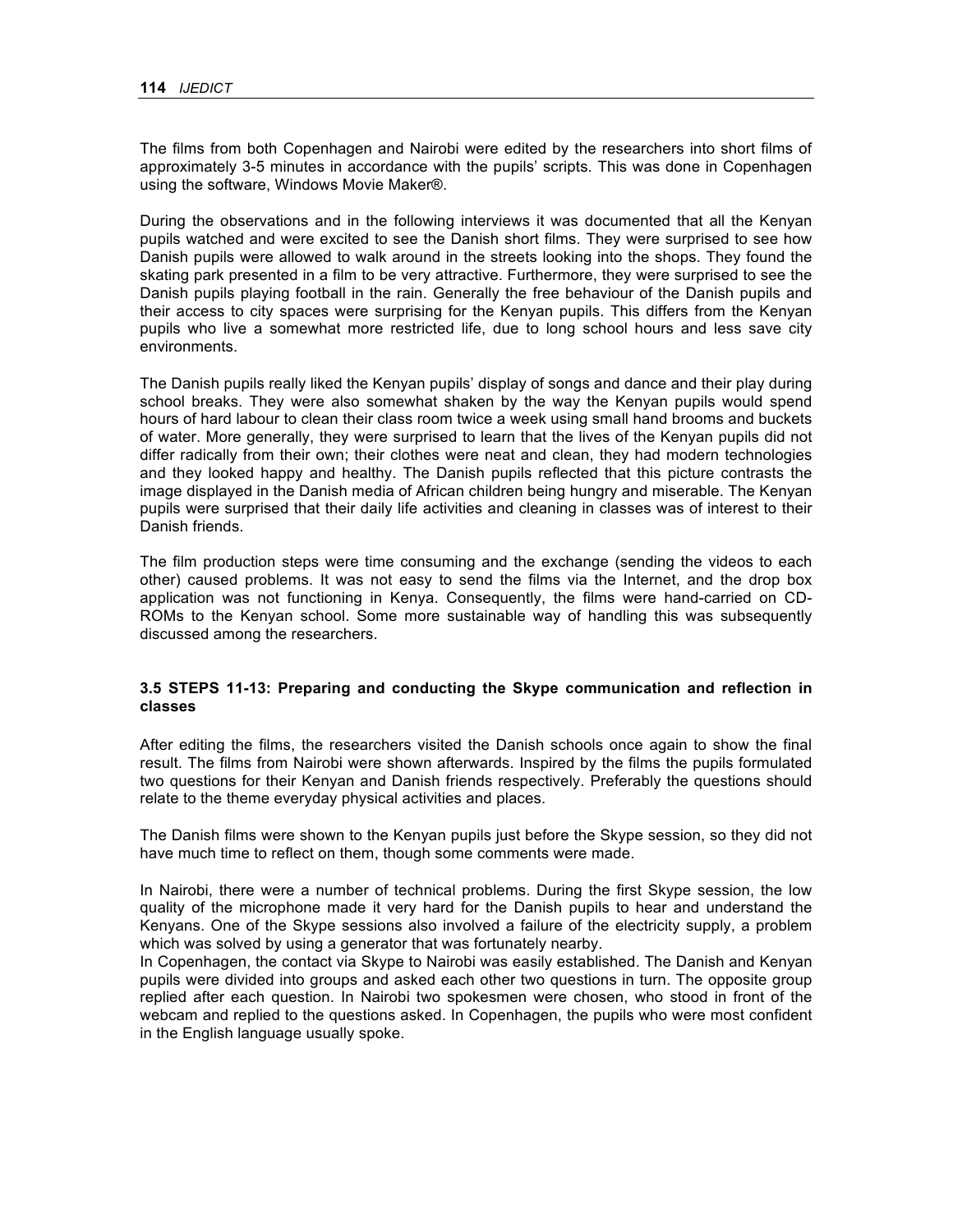The films from both Copenhagen and Nairobi were edited by the researchers into short films of approximately 3-5 minutes in accordance with the pupils' scripts. This was done in Copenhagen using the software, Windows Movie Maker®.

During the observations and in the following interviews it was documented that all the Kenyan pupils watched and were excited to see the Danish short films. They were surprised to see how Danish pupils were allowed to walk around in the streets looking into the shops. They found the skating park presented in a film to be very attractive. Furthermore, they were surprised to see the Danish pupils playing football in the rain. Generally the free behaviour of the Danish pupils and their access to city spaces were surprising for the Kenyan pupils. This differs from the Kenyan pupils who live a somewhat more restricted life, due to long school hours and less save city environments.

The Danish pupils really liked the Kenyan pupils' display of songs and dance and their play during school breaks. They were also somewhat shaken by the way the Kenyan pupils would spend hours of hard labour to clean their class room twice a week using small hand brooms and buckets of water. More generally, they were surprised to learn that the lives of the Kenyan pupils did not differ radically from their own; their clothes were neat and clean, they had modern technologies and they looked happy and healthy. The Danish pupils reflected that this picture contrasts the image displayed in the Danish media of African children being hungry and miserable. The Kenyan pupils were surprised that their daily life activities and cleaning in classes was of interest to their Danish friends.

The film production steps were time consuming and the exchange (sending the videos to each other) caused problems. It was not easy to send the films via the Internet, and the drop box application was not functioning in Kenya. Consequently, the films were hand-carried on CD-ROMs to the Kenyan school. Some more sustainable way of handling this was subsequently discussed among the researchers.

### 3.5 STEPS 11-13: Preparing and conducting the Skype communication and reflection in classes

After editing the films, the researchers visited the Danish schools once again to show the final result. The films from Nairobi were shown afterwards. Inspired by the films the pupils formulated two questions for their Kenyan and Danish friends respectively. Preferably the questions should relate to the theme everyday physical activities and places.

The Danish films were shown to the Kenyan pupils just before the Skype session, so they did not have much time to reflect on them, though some comments were made.

In Nairobi, there were a number of technical problems. During the first Skype session, the low quality of the microphone made it very hard for the Danish pupils to hear and understand the Kenyans. One of the Skype sessions also involved a failure of the electricity supply, a problem which was solved by using a generator that was fortunately nearby.

In Copenhagen, the contact via Skype to Nairobi was easily established. The Danish and Kenyan pupils were divided into groups and asked each other two questions in turn. The opposite group replied after each question. In Nairobi two spokesmen were chosen, who stood in front of the webcam and replied to the questions asked. In Copenhagen, the pupils who were most confident in the English language usually spoke.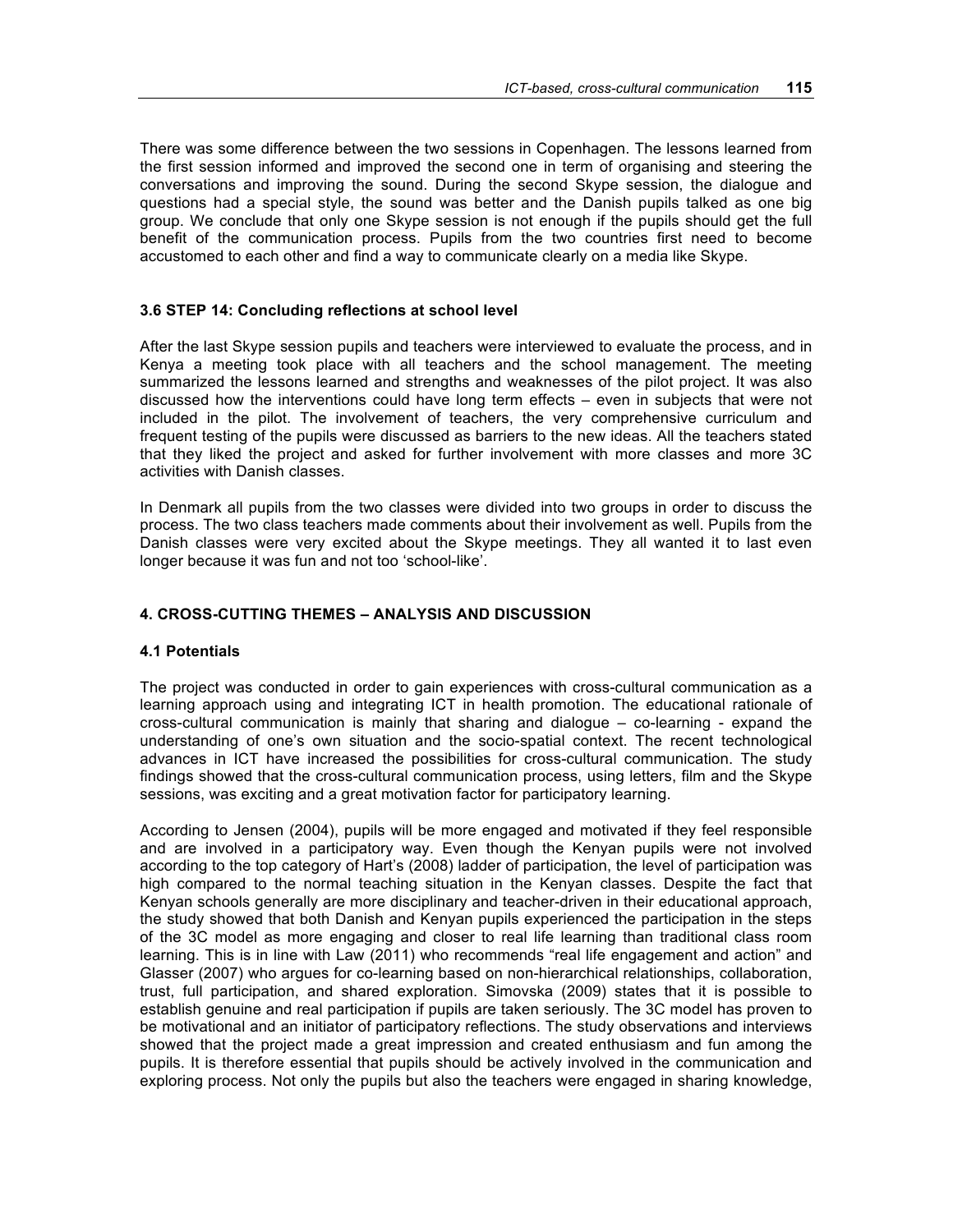There was some difference between the two sessions in Copenhagen. The lessons learned from the first session informed and improved the second one in term of organising and steering the conversations and improving the sound. During the second Skype session, the dialogue and questions had a special style, the sound was better and the Danish pupils talked as one big group. We conclude that only one Skype session is not enough if the pupils should get the full benefit of the communication process. Pupils from the two countries first need to become accustomed to each other and find a way to communicate clearly on a media like Skype.

### 3.6 STEP 14: Concluding reflections at school level

After the last Skype session pupils and teachers were interviewed to evaluate the process, and in Kenya a meeting took place with all teachers and the school management. The meeting summarized the lessons learned and strengths and weaknesses of the pilot project. It was also discussed how the interventions could have long term effects – even in subjects that were not included in the pilot. The involvement of teachers, the very comprehensive curriculum and frequent testing of the pupils were discussed as barriers to the new ideas. All the teachers stated that they liked the project and asked for further involvement with more classes and more 3C activities with Danish classes.

In Denmark all pupils from the two classes were divided into two groups in order to discuss the process. The two class teachers made comments about their involvement as well. Pupils from the Danish classes were very excited about the Skype meetings. They all wanted it to last even longer because it was fun and not too 'school-like'.

## 4. CROSS-CUTTING THEMES – ANALYSIS AND DISCUSSION

### 4.1 Potentials

The project was conducted in order to gain experiences with cross-cultural communication as a learning approach using and integrating ICT in health promotion. The educational rationale of cross-cultural communication is mainly that sharing and dialogue – co-learning - expand the understanding of one's own situation and the socio-spatial context. The recent technological advances in ICT have increased the possibilities for cross-cultural communication. The study findings showed that the cross-cultural communication process, using letters, film and the Skype sessions, was exciting and a great motivation factor for participatory learning.

According to Jensen (2004), pupils will be more engaged and motivated if they feel responsible and are involved in a participatory way. Even though the Kenyan pupils were not involved according to the top category of Hart's (2008) ladder of participation, the level of participation was high compared to the normal teaching situation in the Kenyan classes. Despite the fact that Kenyan schools generally are more disciplinary and teacher-driven in their educational approach, the study showed that both Danish and Kenyan pupils experienced the participation in the steps of the 3C model as more engaging and closer to real life learning than traditional class room learning. This is in line with Law (2011) who recommends "real life engagement and action" and Glasser (2007) who argues for co-learning based on non-hierarchical relationships, collaboration, trust, full participation, and shared exploration. Simovska (2009) states that it is possible to establish genuine and real participation if pupils are taken seriously. The 3C model has proven to be motivational and an initiator of participatory reflections. The study observations and interviews showed that the project made a great impression and created enthusiasm and fun among the pupils. It is therefore essential that pupils should be actively involved in the communication and exploring process. Not only the pupils but also the teachers were engaged in sharing knowledge,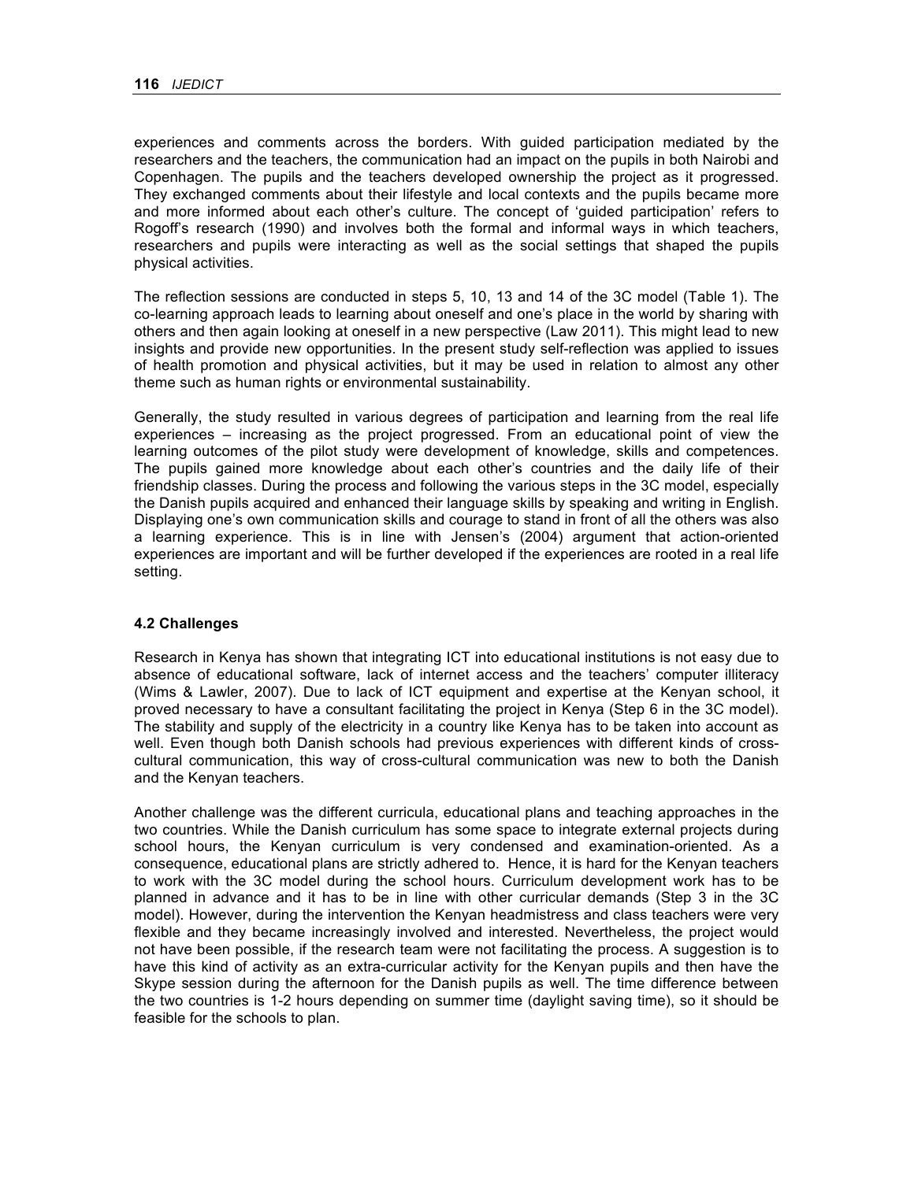experiences and comments across the borders. With guided participation mediated by the researchers and the teachers, the communication had an impact on the pupils in both Nairobi and Copenhagen. The pupils and the teachers developed ownership the project as it progressed. They exchanged comments about their lifestyle and local contexts and the pupils became more and more informed about each other's culture. The concept of 'guided participation' refers to Rogoff's research (1990) and involves both the formal and informal ways in which teachers, researchers and pupils were interacting as well as the social settings that shaped the pupils physical activities.

The reflection sessions are conducted in steps 5, 10, 13 and 14 of the 3C model (Table 1). The co-learning approach leads to learning about oneself and one's place in the world by sharing with others and then again looking at oneself in a new perspective (Law 2011). This might lead to new insights and provide new opportunities. In the present study self-reflection was applied to issues of health promotion and physical activities, but it may be used in relation to almost any other theme such as human rights or environmental sustainability.

Generally, the study resulted in various degrees of participation and learning from the real life experiences – increasing as the project progressed. From an educational point of view the learning outcomes of the pilot study were development of knowledge, skills and competences. The pupils gained more knowledge about each other's countries and the daily life of their friendship classes. During the process and following the various steps in the 3C model, especially the Danish pupils acquired and enhanced their language skills by speaking and writing in English. Displaying one's own communication skills and courage to stand in front of all the others was also a learning experience. This is in line with Jensen's (2004) argument that action-oriented experiences are important and will be further developed if the experiences are rooted in a real life setting.

### 4.2 Challenges

Research in Kenya has shown that integrating ICT into educational institutions is not easy due to absence of educational software, lack of internet access and the teachers' computer illiteracy (Wims & Lawler, 2007). Due to lack of ICT equipment and expertise at the Kenyan school, it proved necessary to have a consultant facilitating the project in Kenya (Step 6 in the 3C model). The stability and supply of the electricity in a country like Kenya has to be taken into account as well. Even though both Danish schools had previous experiences with different kinds of cross-cultural communication, this way of cross-cultural communication was new to both the Danish and the Kenyan teachers.

Another challenge was the different curricula, educational plans and teaching approaches in the two countries. While the Danish curriculum has some space to integrate external projects during school hours, the Kenyan curriculum is very condensed and examination-oriented. As a consequence, educational plans are strictly adhered to. Hence, it is hard for the Kenyan teachers to work with the 3C model during the school hours. Curriculum development work has to be planned in advance and it has to be in line with other curricular demands (Step 3 in the 3C model). However, during the intervention the Kenyan headmistress and class teachers were very flexible and they became increasingly involved and interested. Nevertheless, the project would not have been possible, if the research team were not facilitating the process. A suggestion is to have this kind of activity as an extra-curricular activity for the Kenyan pupils and then have the Skype session during the afternoon for the Danish pupils as well. The time difference between the two countries is 1-2 hours depending on summer time (daylight saving time), so it should be feasible for the schools to plan.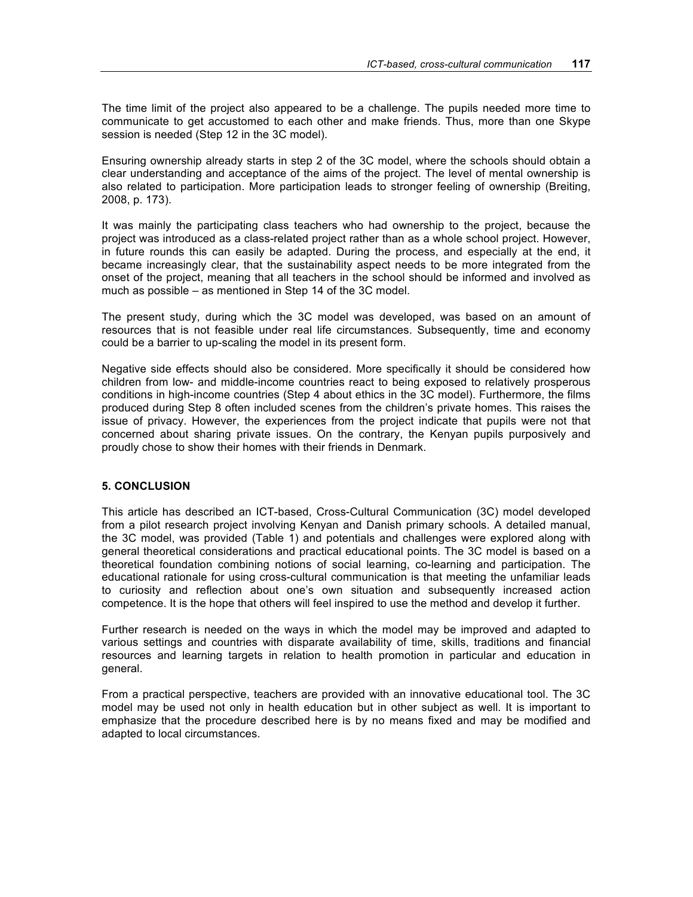The time limit of the project also appeared to be a challenge. The pupils needed more time to communicate to get accustomed to each other and make friends. Thus, more than one Skype session is needed (Step 12 in the 3C model).

Ensuring ownership already starts in step 2 of the 3C model, where the schools should obtain a clear understanding and acceptance of the aims of the project. The level of mental ownership is also related to participation. More participation leads to stronger feeling of ownership (Breiting, 2008, p. 173).

It was mainly the participating class teachers who had ownership to the project, because the project was introduced as a class-related project rather than as a whole school project. However, in future rounds this can easily be adapted. During the process, and especially at the end, it became increasingly clear, that the sustainability aspect needs to be more integrated from the onset of the project, meaning that all teachers in the school should be informed and involved as much as possible – as mentioned in Step 14 of the 3C model.

The present study, during which the 3C model was developed, was based on an amount of resources that is not feasible under real life circumstances. Subsequently, time and economy could be a barrier to up-scaling the model in its present form.

Negative side effects should also be considered. More specifically it should be considered how children from low- and middle-income countries react to being exposed to relatively prosperous conditions in high-income countries (Step 4 about ethics in the 3C model). Furthermore, the films produced during Step 8 often included scenes from the children's private homes. This raises the issue of privacy. However, the experiences from the project indicate that pupils were not that concerned about sharing private issues. On the contrary, the Kenyan pupils purposively and proudly chose to show their homes with their friends in Denmark.

## 5. CONCLUSION

This article has described an ICT-based, Cross-Cultural Communication (3C) model developed from a pilot research project involving Kenyan and Danish primary schools. A detailed manual, the 3C model, was provided (Table 1) and potentials and challenges were explored along with general theoretical considerations and practical educational points. The 3C model is based on a theoretical foundation combining notions of social learning, co-learning and participation. The educational rationale for using cross-cultural communication is that meeting the unfamiliar leads to curiosity and reflection about one's own situation and subsequently increased action competence. It is the hope that others will feel inspired to use the method and develop it further.

Further research is needed on the ways in which the model may be improved and adapted to various settings and countries with disparate availability of time, skills, traditions and financial resources and learning targets in relation to health promotion in particular and education in general.

From a practical perspective, teachers are provided with an innovative educational tool. The 3C model may be used not only in health education but in other subject as well. It is important to emphasize that the procedure described here is by no means fixed and may be modified and adapted to local circumstances.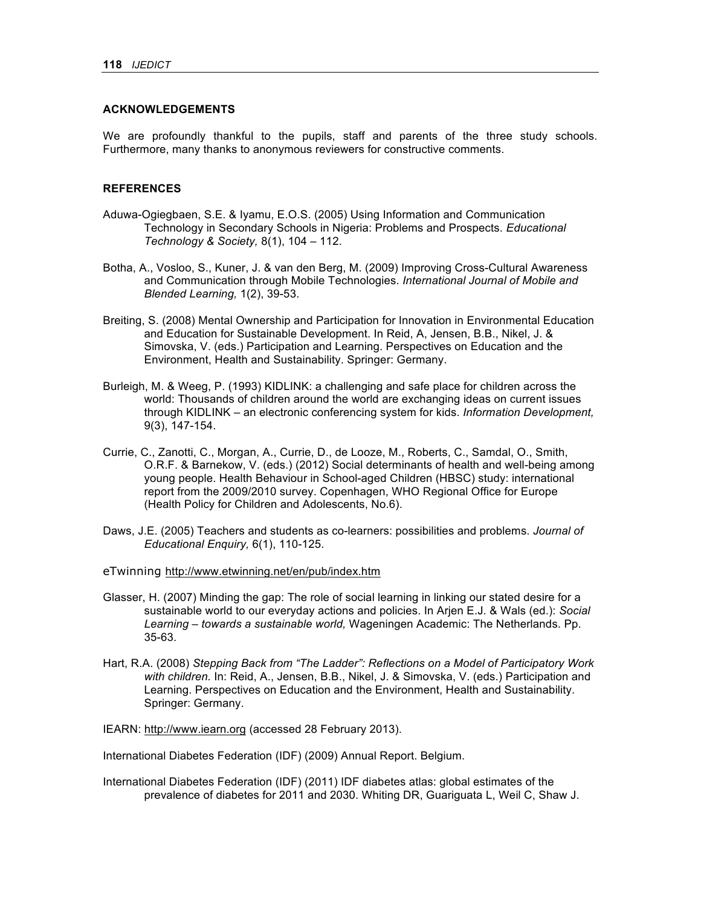## ACKNOWLEDGEMENTS

We are profoundly thankful to the pupils, staff and parents of the three study schools. Furthermore, many thanks to anonymous reviewers for constructive comments.

## REFERENCES

Aduwa-Ogiegbaen, S.E. & Iyamu, E.O.S. (2005) Using Information and Communication Technology in Secondary Schools in Nigeria: Problems and Prospects. *Educational Technology & Society,* 8(1), 104 – 112.

Botha, A., Vosloo, S., Kuner, J. & van den Berg, M. (2009) Improving Cross-Cultural Awareness and Communication through Mobile Technologies. *International Journal of Mobile and Blended Learning,* 1(2), 39-53.

Breiting, S. (2008) Mental Ownership and Participation for Innovation in Environmental Education and Education for Sustainable Development. In Reid, A, Jensen, B.B., Nikel, J. & Simovska, V. (eds.) Participation and Learning. Perspectives on Education and the Environment, Health and Sustainability. Springer: Germany.

Burleigh, M. & Weeg, P. (1993) KIDLINK: a challenging and safe place for children across the world: Thousands of children around the world are exchanging ideas on current issues through KIDLINK – an electronic conferencing system for kids. *Information Development,* 9(3), 147-154.

Currie, C., Zanotti, C., Morgan, A., Currie, D., de Looze, M., Roberts, C., Samdal, O., Smith, O.R.F. & Barnekow, V. (eds.) (2012) Social determinants of health and well-being among young people. Health Behaviour in School-aged Children (HBSC) study: international report from the 2009/2010 survey. Copenhagen, WHO Regional Office for Europe (Health Policy for Children and Adolescents, No.6).

Daws, J.E. (2005) Teachers and students as co-learners: possibilities and problems. *Journal of Educational Enquiry,* 6(1), 110-125.

eTwinning http://www.etwinning.net/en/pub/index.htm

Glasser, H. (2007) Minding the gap: The role of social learning in linking our stated desire for a sustainable world to our everyday actions and policies. In Arjen E.J. & Wals (ed.): *Social Learning – towards a sustainable world,* Wageningen Academic: The Netherlands. Pp. 35-63.

Hart, R.A. (2008) *Stepping Back from "The Ladder": Reflections on a Model of Participatory Work with children.* In: Reid, A., Jensen, B.B., Nikel, J. & Simovska, V. (eds.) Participation and Learning. Perspectives on Education and the Environment, Health and Sustainability. Springer: Germany.

IEARN: http://www.iearn.org (accessed 28 February 2013).

International Diabetes Federation (IDF) (2009) Annual Report. Belgium.

International Diabetes Federation (IDF) (2011) IDF diabetes atlas: global estimates of the prevalence of diabetes for 2011 and 2030. Whiting DR, Guariguata L, Weil C, Shaw J.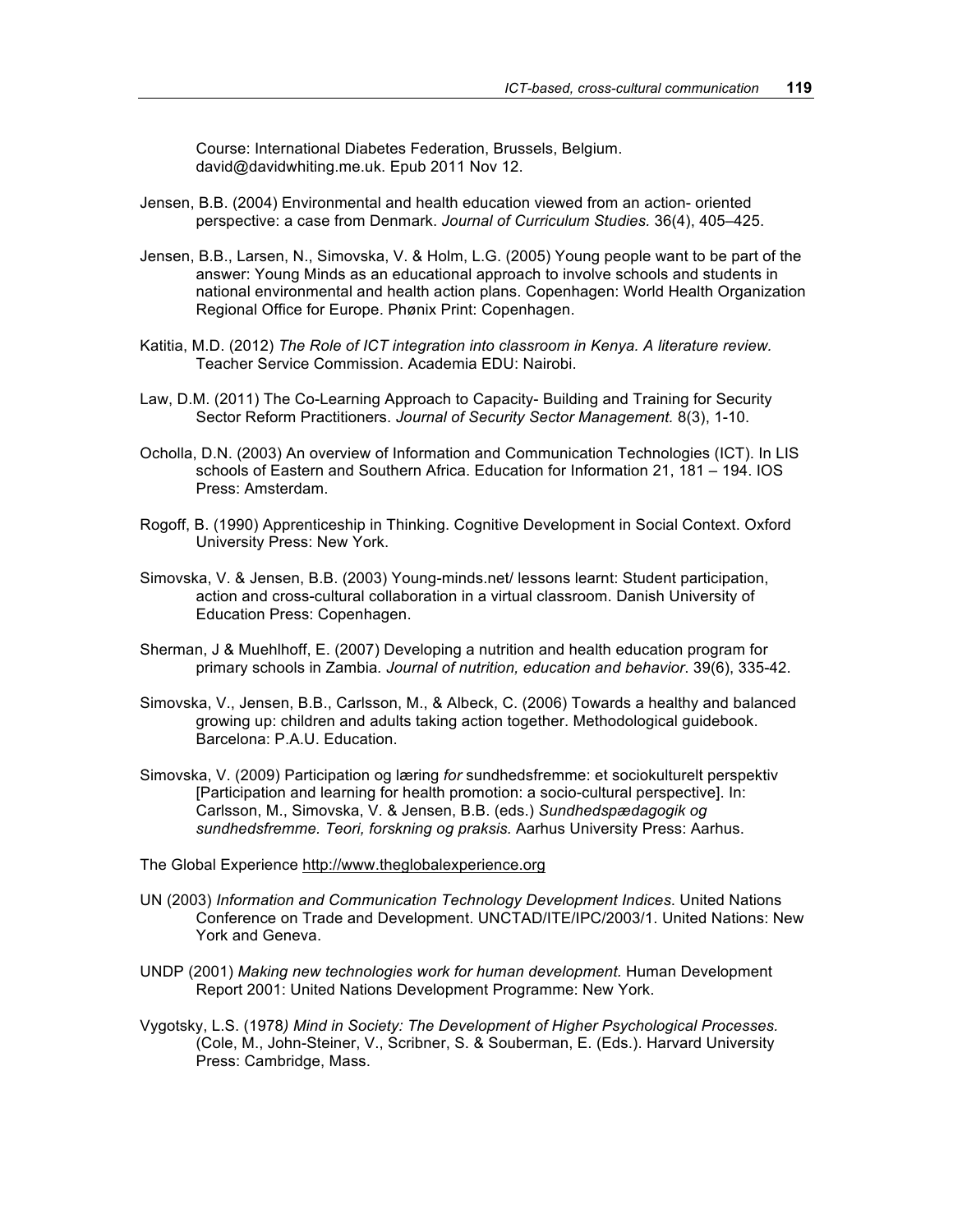Course: International Diabetes Federation, Brussels, Belgium. david@davidwhiting.me.uk. Epub 2011 Nov 12.

Jensen, B.B. (2004) Environmental and health education viewed from an action- oriented perspective: a case from Denmark. *Journal of Curriculum Studies.* 36(4), 405–425.

Jensen, B.B., Larsen, N., Simovska, V. & Holm, L.G. (2005) Young people want to be part of the answer: Young Minds as an educational approach to involve schools and students in national environmental and health action plans. Copenhagen: World Health Organization Regional Office for Europe. Phønix Print: Copenhagen.

Katitia, M.D. (2012) *The Role of ICT integration into classroom in Kenya. A literature review.* Teacher Service Commission. Academia EDU: Nairobi.

Law, D.M. (2011) The Co-Learning Approach to Capacity- Building and Training for Security Sector Reform Practitioners. *Journal of Security Sector Management.* 8(3), 1-10.

Ocholla, D.N. (2003) An overview of Information and Communication Technologies (ICT). In LIS schools of Eastern and Southern Africa. Education for Information 21, 181 – 194. IOS Press: Amsterdam.

Rogoff, B. (1990) Apprenticeship in Thinking. Cognitive Development in Social Context. Oxford University Press: New York.

Simovska, V. & Jensen, B.B. (2003) Young-minds.net/ lessons learnt: Student participation, action and cross-cultural collaboration in a virtual classroom. Danish University of Education Press: Copenhagen.

Sherman, J & Muehlhoff, E. (2007) Developing a nutrition and health education program for primary schools in Zambia*. Journal of nutrition, education and behavior*. 39(6), 335-42.

Simovska, V., Jensen, B.B., Carlsson, M., & Albeck, C. (2006) Towards a healthy and balanced growing up: children and adults taking action together. Methodological guidebook. Barcelona: P.A.U. Education.

Simovska, V. (2009) Participation og læring *for* sundhedsfremme: et sociokulturelt perspektiv [Participation and learning for health promotion: a socio-cultural perspective]. In: Carlsson, M., Simovska, V. & Jensen, B.B. (eds.) *Sundhedspædagogik og sundhedsfremme. Teori, forskning og praksis.* Aarhus University Press: Aarhus.

The Global Experience http://www.theglobalexperience.org

UN (2003) *Information and Communication Technology Development Indices*. United Nations Conference on Trade and Development. UNCTAD/ITE/IPC/2003/1. United Nations: New York and Geneva.

UNDP (2001) *Making new technologies work for human development.* Human Development Report 2001: United Nations Development Programme: New York.

Vygotsky, L.S. (1978*) Mind in Society: The Development of Higher Psychological Processes.* (Cole, M., John-Steiner, V., Scribner, S. & Souberman, E. (Eds.). Harvard University Press: Cambridge, Mass.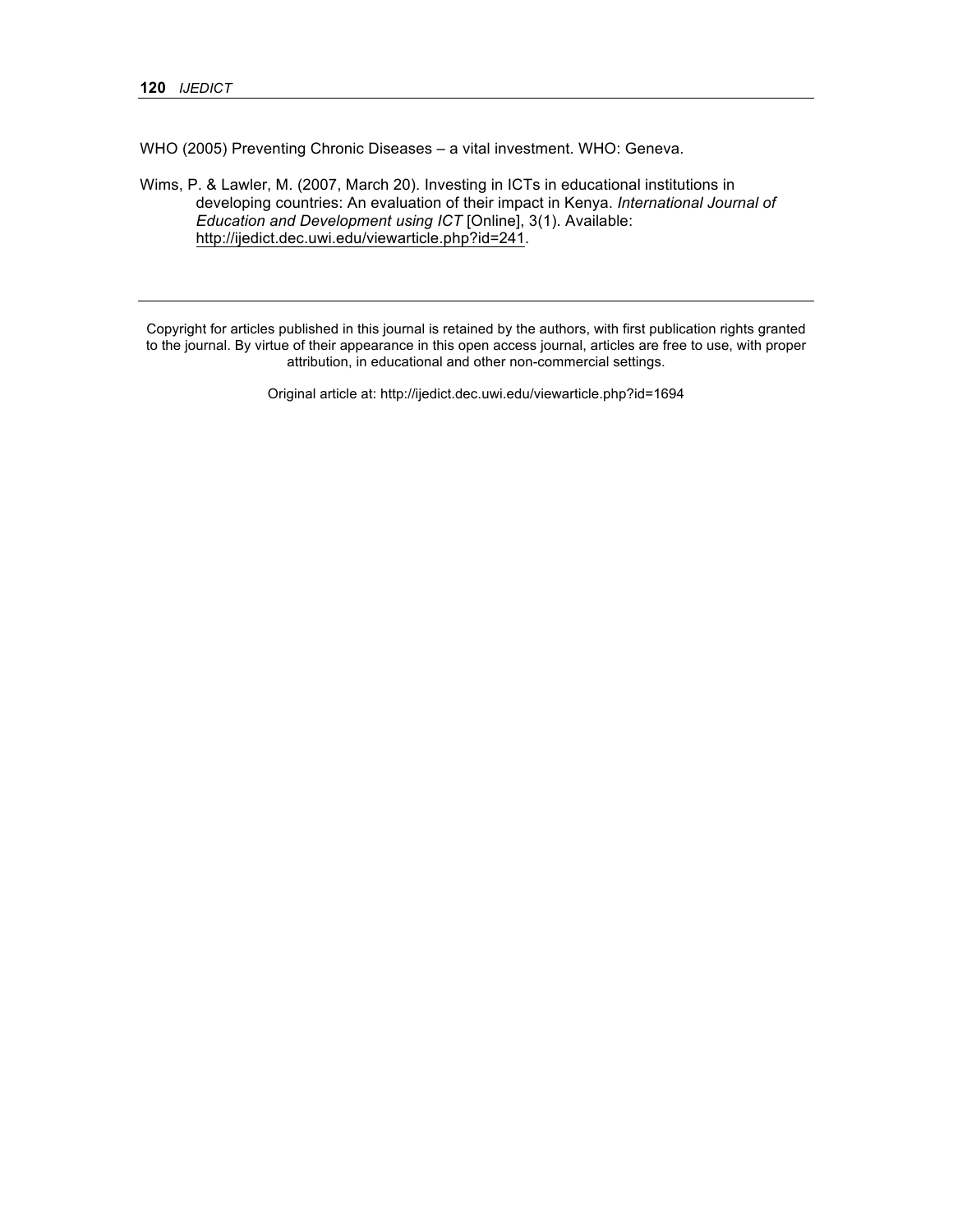WHO (2005) Preventing Chronic Diseases – a vital investment. WHO: Geneva.

Wims, P. & Lawler, M. (2007, March 20). Investing in ICTs in educational institutions in developing countries: An evaluation of their impact in Kenya. *International Journal of Education and Development using ICT* [Online], 3(1). Available: http://ijedict.dec.uwi.edu/viewarticle.php?id=241.

---

Copyright for articles published in this journal is retained by the authors, with first publication rights granted to the journal. By virtue of their appearance in this open access journal, articles are free to use, with proper attribution, in educational and other non-commercial settings.

Original article at: http://ijedict.dec.uwi.edu/viewarticle.php?id=1694